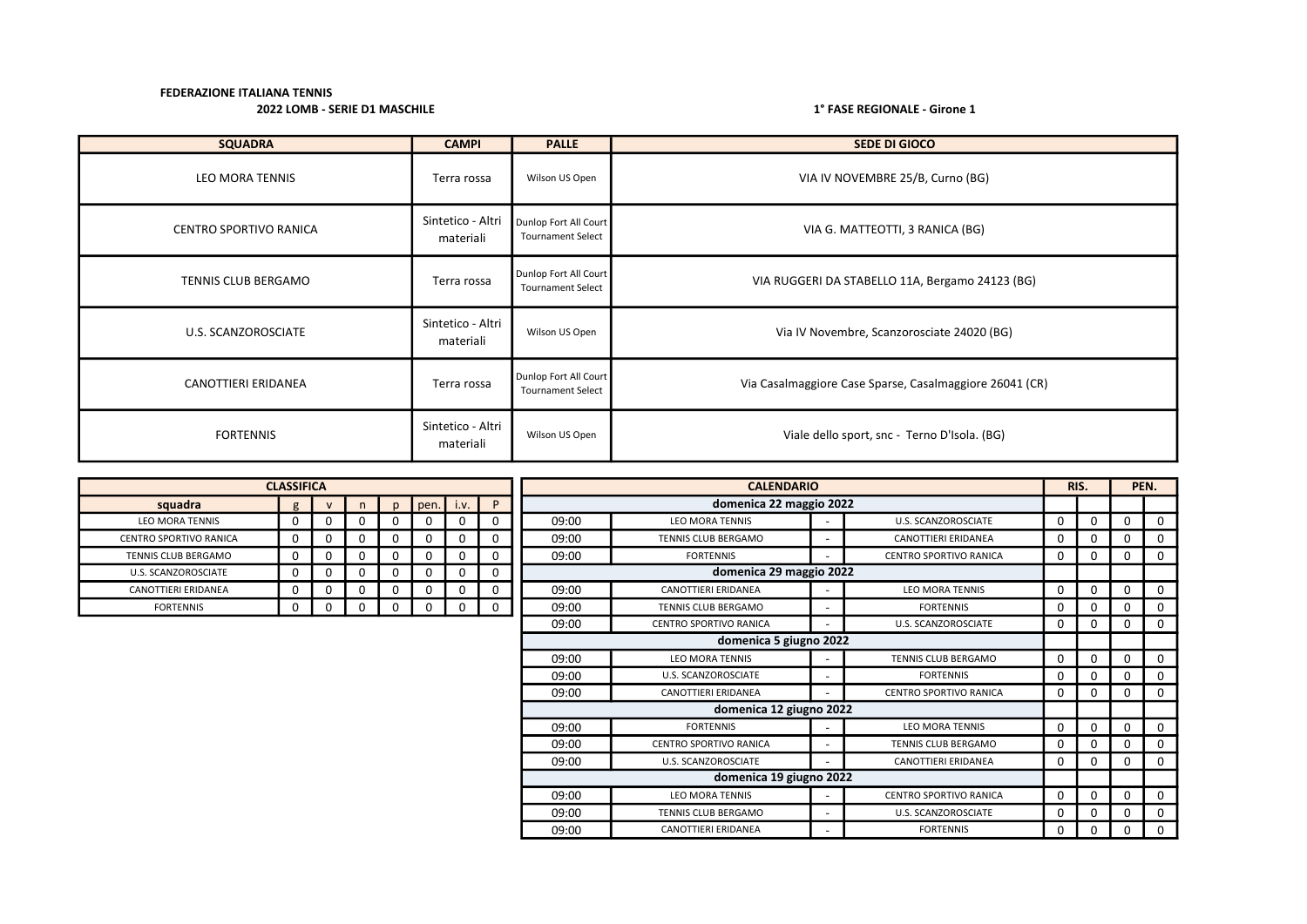**FEDERAZIONE ITALIANA TENNIS**

**2022 LOMB - SERIE D1 MASCHILE**

**1° FASE REGIONALE - Girone 1**

| SQUADRA | CAMPI | PALLE | SEDE DI GIOCO |
|---|---|---|---|
| LEO MORA TENNIS | Terra rossa | Wilson US Open | VIA IV NOVEMBRE 25/B, Curno (BG) |
| CENTRO SPORTIVO RANICA | Sintetico - Altri materiali | Dunlop Fort All Court Tournament Select | VIA G. MATTEOTTI, 3 RANICA (BG) |
| TENNIS CLUB BERGAMO | Terra rossa | Dunlop Fort All Court Tournament Select | VIA RUGGERI DA STABELLO 11A, Bergamo 24123 (BG) |
| U.S. SCANZOROSCIATE | Sintetico - Altri materiali | Wilson US Open | Via IV Novembre, Scanzorosciate 24020 (BG) |
| CANOTTIERI ERIDANEA | Terra rossa | Dunlop Fort All Court Tournament Select | Via Casalmaggiore Case Sparse, Casalmaggiore 26041 (CR) |
| FORTENNIS | Sintetico - Altri materiali | Wilson US Open | Viale dello sport, snc - Terno D'Isola. (BG) |

| CLASSIFICA | | | | | | | |
|---|---|---|---|---|---|---|---|
| **squadra** | g | v | n | p | pen. | i.v. | P |
| LEO MORA TENNIS | 0 | 0 | 0 | 0 | 0 | 0 | 0 |
| CENTRO SPORTIVO RANICA | 0 | 0 | 0 | 0 | 0 | 0 | 0 |
| TENNIS CLUB BERGAMO | 0 | 0 | 0 | 0 | 0 | 0 | 0 |
| U.S. SCANZOROSCIATE | 0 | 0 | 0 | 0 | 0 | 0 | 0 |
| CANOTTIERI ERIDANEA | 0 | 0 | 0 | 0 | 0 | 0 | 0 |
| FORTENNIS | 0 | 0 | 0 | 0 | 0 | 0 | 0 |

| CALENDARIO | | | | RIS. | | PEN. | |
|---|---|---|---|---|---|---|---|
| **domenica 22 maggio 2022** | | | | | | | |
| 09:00 | LEO MORA TENNIS | - | U.S. SCANZOROSCIATE | 0 | 0 | 0 | 0 |
| 09:00 | TENNIS CLUB BERGAMO | - | CANOTTIERI ERIDANEA | 0 | 0 | 0 | 0 |
| 09:00 | FORTENNIS | - | CENTRO SPORTIVO RANICA | 0 | 0 | 0 | 0 |
| **domenica 29 maggio 2022** | | | | | | | |
| 09:00 | CANOTTIERI ERIDANEA | - | LEO MORA TENNIS | 0 | 0 | 0 | 0 |
| 09:00 | TENNIS CLUB BERGAMO | - | FORTENNIS | 0 | 0 | 0 | 0 |
| 09:00 | CENTRO SPORTIVO RANICA | - | U.S. SCANZOROSCIATE | 0 | 0 | 0 | 0 |
| **domenica 5 giugno 2022** | | | | | | | |
| 09:00 | LEO MORA TENNIS | - | TENNIS CLUB BERGAMO | 0 | 0 | 0 | 0 |
| 09:00 | U.S. SCANZOROSCIATE | - | FORTENNIS | 0 | 0 | 0 | 0 |
| 09:00 | CANOTTIERI ERIDANEA | - | CENTRO SPORTIVO RANICA | 0 | 0 | 0 | 0 |
| **domenica 12 giugno 2022** | | | | | | | |
| 09:00 | FORTENNIS | - | LEO MORA TENNIS | 0 | 0 | 0 | 0 |
| 09:00 | CENTRO SPORTIVO RANICA | - | TENNIS CLUB BERGAMO | 0 | 0 | 0 | 0 |
| 09:00 | U.S. SCANZOROSCIATE | - | CANOTTIERI ERIDANEA | 0 | 0 | 0 | 0 |
| **domenica 19 giugno 2022** | | | | | | | |
| 09:00 | LEO MORA TENNIS | - | CENTRO SPORTIVO RANICA | 0 | 0 | 0 | 0 |
| 09:00 | TENNIS CLUB BERGAMO | - | U.S. SCANZOROSCIATE | 0 | 0 | 0 | 0 |
| 09:00 | CANOTTIERI ERIDANEA | - | FORTENNIS | 0 | 0 | 0 | 0 |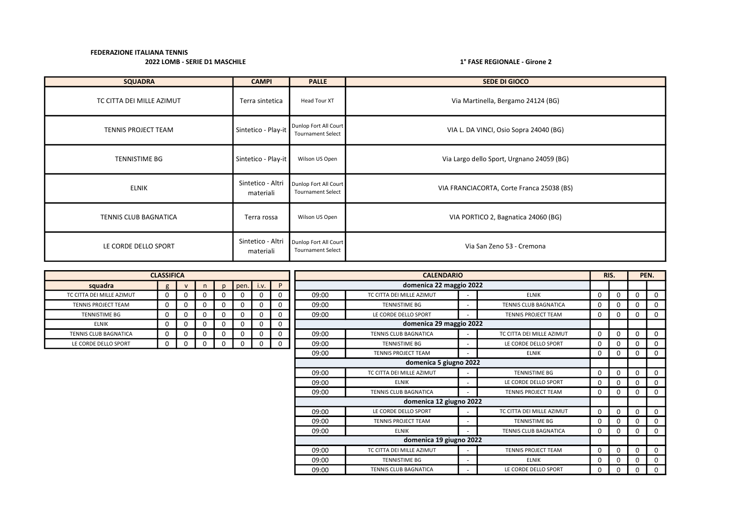**FEDERAZIONE ITALIANA TENNIS**

**2022 LOMB - SERIE D1 MASCHILE**

**1° FASE REGIONALE - Girone 2**

| SQUADRA | CAMPI | PALLE | SEDE DI GIOCO |
|---|---|---|---|
| TC CITTA DEI MILLE AZIMUT | Terra sintetica | Head Tour XT | Via Martinella, Bergamo 24124 (BG) |
| TENNIS PROJECT TEAM | Sintetico - Play-it | Dunlop Fort All Court Tournament Select | VIA L. DA VINCI, Osio Sopra 24040 (BG) |
| TENNISTIME BG | Sintetico - Play-it | Wilson US Open | Via Largo dello Sport, Urgnano 24059 (BG) |
| ELNIK | Sintetico - Altri materiali | Dunlop Fort All Court Tournament Select | VIA FRANCIACORTA, Corte Franca 25038 (BS) |
| TENNIS CLUB BAGNATICA | Terra rossa | Wilson US Open | VIA PORTICO 2, Bagnatica 24060 (BG) |
| LE CORDE DELLO SPORT | Sintetico - Altri materiali | Dunlop Fort All Court Tournament Select | Via San Zeno 53 - Cremona |

**CLASSIFICA**

| squadra | g | v | n | p | pen. | i.v. | P |
|---|---|---|---|---|---|---|---|
| TC CITTA DEI MILLE AZIMUT | 0 | 0 | 0 | 0 | 0 | 0 | 0 |
| TENNIS PROJECT TEAM | 0 | 0 | 0 | 0 | 0 | 0 | 0 |
| TENNISTIME BG | 0 | 0 | 0 | 0 | 0 | 0 | 0 |
| ELNIK | 0 | 0 | 0 | 0 | 0 | 0 | 0 |
| TENNIS CLUB BAGNATICA | 0 | 0 | 0 | 0 | 0 | 0 | 0 |
| LE CORDE DELLO SPORT | 0 | 0 | 0 | 0 | 0 | 0 | 0 |

**CALENDARIO**

| | | | | RIS. | | PEN. | |
|---|---|---|---|---|---|---|---|
| **domenica 22 maggio 2022** | | | | | | | |
| 09:00 | TC CITTA DEI MILLE AZIMUT | - | ELNIK | 0 | 0 | 0 | 0 |
| 09:00 | TENNISTIME BG | - | TENNIS CLUB BAGNATICA | 0 | 0 | 0 | 0 |
| 09:00 | LE CORDE DELLO SPORT | - | TENNIS PROJECT TEAM | 0 | 0 | 0 | 0 |
| **domenica 29 maggio 2022** | | | | | | | |
| 09:00 | TENNIS CLUB BAGNATICA | - | TC CITTA DEI MILLE AZIMUT | 0 | 0 | 0 | 0 |
| 09:00 | TENNISTIME BG | - | LE CORDE DELLO SPORT | 0 | 0 | 0 | 0 |
| 09:00 | TENNIS PROJECT TEAM | - | ELNIK | 0 | 0 | 0 | 0 |
| **domenica 5 giugno 2022** | | | | | | | |
| 09:00 | TC CITTA DEI MILLE AZIMUT | - | TENNISTIME BG | 0 | 0 | 0 | 0 |
| 09:00 | ELNIK | - | LE CORDE DELLO SPORT | 0 | 0 | 0 | 0 |
| 09:00 | TENNIS CLUB BAGNATICA | - | TENNIS PROJECT TEAM | 0 | 0 | 0 | 0 |
| **domenica 12 giugno 2022** | | | | | | | |
| 09:00 | LE CORDE DELLO SPORT | - | TC CITTA DEI MILLE AZIMUT | 0 | 0 | 0 | 0 |
| 09:00 | TENNIS PROJECT TEAM | - | TENNISTIME BG | 0 | 0 | 0 | 0 |
| 09:00 | ELNIK | - | TENNIS CLUB BAGNATICA | 0 | 0 | 0 | 0 |
| **domenica 19 giugno 2022** | | | | | | | |
| 09:00 | TC CITTA DEI MILLE AZIMUT | - | TENNIS PROJECT TEAM | 0 | 0 | 0 | 0 |
| 09:00 | TENNISTIME BG | - | ELNIK | 0 | 0 | 0 | 0 |
| 09:00 | TENNIS CLUB BAGNATICA | - | LE CORDE DELLO SPORT | 0 | 0 | 0 | 0 |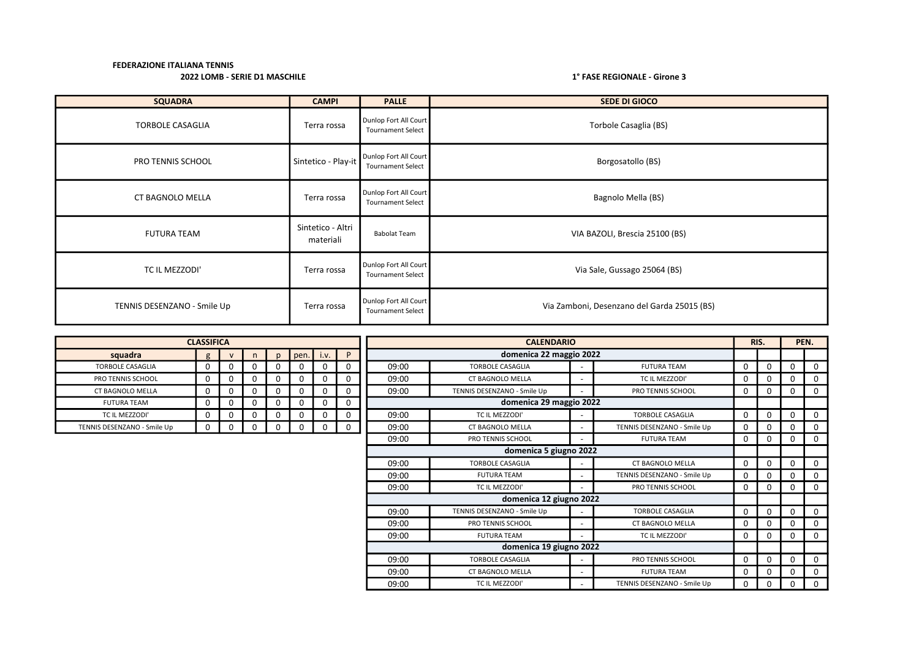FEDERAZIONE ITALIANA TENNIS

2022 LOMB - SERIE D1 MASCHILE

1° FASE REGIONALE - Girone 3

| SQUADRA | CAMPI | PALLE | SEDE DI GIOCO |
|---|---|---|---|
| TORBOLE CASAGLIA | Terra rossa | Dunlop Fort All Court Tournament Select | Torbole Casaglia (BS) |
| PRO TENNIS SCHOOL | Sintetico - Play-it | Dunlop Fort All Court Tournament Select | Borgosatollo (BS) |
| CT BAGNOLO MELLA | Terra rossa | Dunlop Fort All Court Tournament Select | Bagnolo Mella (BS) |
| FUTURA TEAM | Sintetico - Altri materiali | Babolat Team | VIA BAZOLI, Brescia 25100 (BS) |
| TC IL MEZZODI' | Terra rossa | Dunlop Fort All Court Tournament Select | Via Sale, Gussago 25064 (BS) |
| TENNIS DESENZANO - Smile Up | Terra rossa | Dunlop Fort All Court Tournament Select | Via Zamboni, Desenzano del Garda 25015 (BS) |

| CLASSIFICA | | | | | | | |
|---|---|---|---|---|---|---|---|
| squadra | g | v | n | p | pen. | i.v. | P |
| TORBOLE CASAGLIA | 0 | 0 | 0 | 0 | 0 | 0 | 0 |
| PRO TENNIS SCHOOL | 0 | 0 | 0 | 0 | 0 | 0 | 0 |
| CT BAGNOLO MELLA | 0 | 0 | 0 | 0 | 0 | 0 | 0 |
| FUTURA TEAM | 0 | 0 | 0 | 0 | 0 | 0 | 0 |
| TC IL MEZZODI' | 0 | 0 | 0 | 0 | 0 | 0 | 0 |
| TENNIS DESENZANO - Smile Up | 0 | 0 | 0 | 0 | 0 | 0 | 0 |

| CALENDARIO | | | | RIS. | | PEN. | |
|---|---|---|---|---|---|---|---|
| **domenica 22 maggio 2022** | | | | | | | |
| 09:00 | TORBOLE CASAGLIA | - | FUTURA TEAM | 0 | 0 | 0 | 0 |
| 09:00 | CT BAGNOLO MELLA | - | TC IL MEZZODI' | 0 | 0 | 0 | 0 |
| 09:00 | TENNIS DESENZANO - Smile Up | - | PRO TENNIS SCHOOL | 0 | 0 | 0 | 0 |
| **domenica 29 maggio 2022** | | | | | | | |
| 09:00 | TC IL MEZZODI' | - | TORBOLE CASAGLIA | 0 | 0 | 0 | 0 |
| 09:00 | CT BAGNOLO MELLA | - | TENNIS DESENZANO - Smile Up | 0 | 0 | 0 | 0 |
| 09:00 | PRO TENNIS SCHOOL | - | FUTURA TEAM | 0 | 0 | 0 | 0 |
| **domenica 5 giugno 2022** | | | | | | | |
| 09:00 | TORBOLE CASAGLIA | - | CT BAGNOLO MELLA | 0 | 0 | 0 | 0 |
| 09:00 | FUTURA TEAM | - | TENNIS DESENZANO - Smile Up | 0 | 0 | 0 | 0 |
| 09:00 | TC IL MEZZODI' | - | PRO TENNIS SCHOOL | 0 | 0 | 0 | 0 |
| **domenica 12 giugno 2022** | | | | | | | |
| 09:00 | TENNIS DESENZANO - Smile Up | - | TORBOLE CASAGLIA | 0 | 0 | 0 | 0 |
| 09:00 | PRO TENNIS SCHOOL | - | CT BAGNOLO MELLA | 0 | 0 | 0 | 0 |
| 09:00 | FUTURA TEAM | - | TC IL MEZZODI' | 0 | 0 | 0 | 0 |
| **domenica 19 giugno 2022** | | | | | | | |
| 09:00 | TORBOLE CASAGLIA | - | PRO TENNIS SCHOOL | 0 | 0 | 0 | 0 |
| 09:00 | CT BAGNOLO MELLA | - | FUTURA TEAM | 0 | 0 | 0 | 0 |
| 09:00 | TC IL MEZZODI' | - | TENNIS DESENZANO - Smile Up | 0 | 0 | 0 | 0 |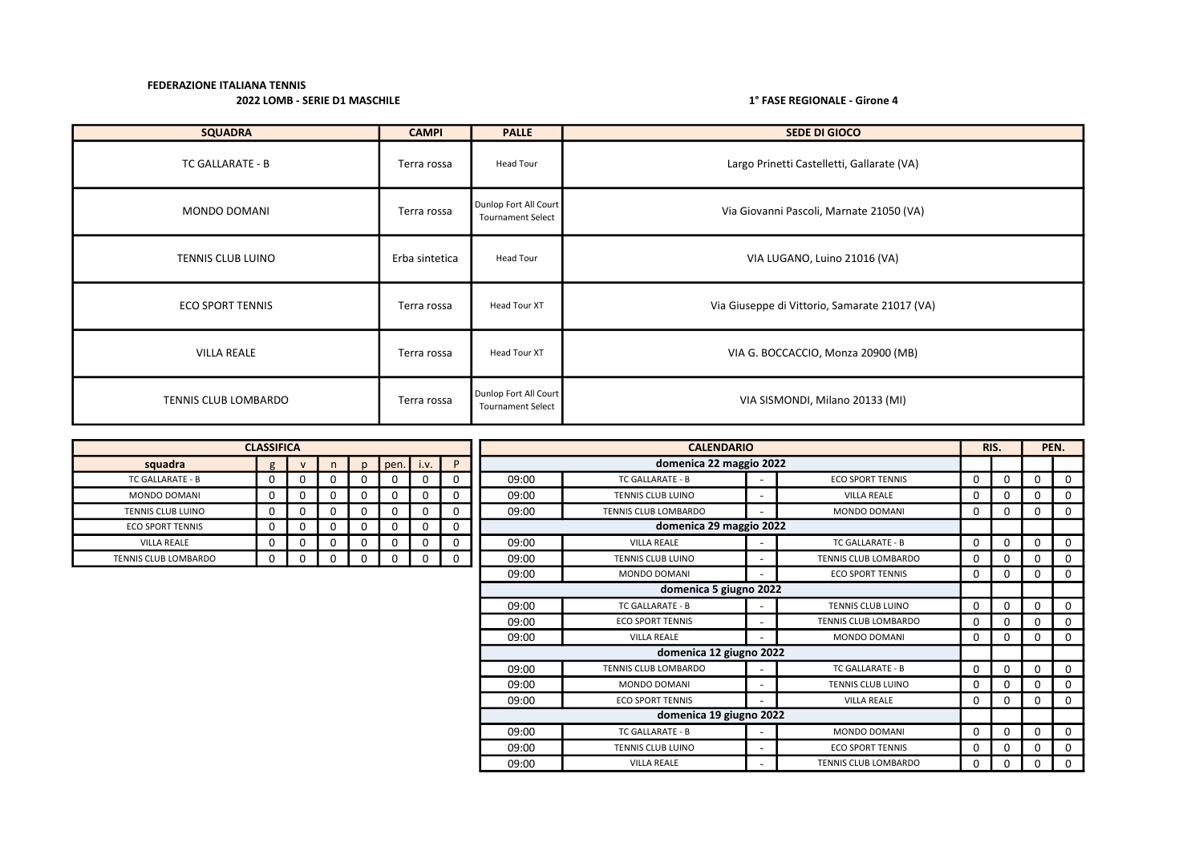**FEDERAZIONE ITALIANA TENNIS**

**2022 LOMB - SERIE D1 MASCHILE**

**1° FASE REGIONALE - Girone 4**

| SQUADRA | CAMPI | PALLE | SEDE DI GIOCO |
|---|---|---|---|
| TC GALLARATE - B | Terra rossa | Head Tour | Largo Prinetti Castelletti, Gallarate (VA) |
| MONDO DOMANI | Terra rossa | Dunlop Fort All Court Tournament Select | Via Giovanni Pascoli, Marnate 21050 (VA) |
| TENNIS CLUB LUINO | Erba sintetica | Head Tour | VIA LUGANO, Luino 21016 (VA) |
| ECO SPORT TENNIS | Terra rossa | Head Tour XT | Via Giuseppe di Vittorio, Samarate 21017 (VA) |
| VILLA REALE | Terra rossa | Head Tour XT | VIA G. BOCCACCIO, Monza 20900 (MB) |
| TENNIS CLUB LOMBARDO | Terra rossa | Dunlop Fort All Court Tournament Select | VIA SISMONDI, Milano 20133 (MI) |

**CLASSIFICA**

| squadra | g | v | n | p | pen. | i.v. | P |
|---|---|---|---|---|---|---|---|
| TC GALLARATE - B | 0 | 0 | 0 | 0 | 0 | 0 | 0 |
| MONDO DOMANI | 0 | 0 | 0 | 0 | 0 | 0 | 0 |
| TENNIS CLUB LUINO | 0 | 0 | 0 | 0 | 0 | 0 | 0 |
| ECO SPORT TENNIS | 0 | 0 | 0 | 0 | 0 | 0 | 0 |
| VILLA REALE | 0 | 0 | 0 | 0 | 0 | 0 | 0 |
| TENNIS CLUB LOMBARDO | 0 | 0 | 0 | 0 | 0 | 0 | 0 |

**CALENDARIO**

| | CALENDARIO | | | RIS. | | PEN. | |
|---|---|---|---|---|---|---|---|
| | **domenica 22 maggio 2022** | | | | | | |
| 09:00 | TC GALLARATE - B | - | ECO SPORT TENNIS | 0 | 0 | 0 | 0 |
| 09:00 | TENNIS CLUB LUINO | - | VILLA REALE | 0 | 0 | 0 | 0 |
| 09:00 | TENNIS CLUB LOMBARDO | - | MONDO DOMANI | 0 | 0 | 0 | 0 |
| | **domenica 29 maggio 2022** | | | | | | |
| 09:00 | VILLA REALE | - | TC GALLARATE - B | 0 | 0 | 0 | 0 |
| 09:00 | TENNIS CLUB LUINO | - | TENNIS CLUB LOMBARDO | 0 | 0 | 0 | 0 |
| 09:00 | MONDO DOMANI | - | ECO SPORT TENNIS | 0 | 0 | 0 | 0 |
| | **domenica 5 giugno 2022** | | | | | | |
| 09:00 | TC GALLARATE - B | - | TENNIS CLUB LUINO | 0 | 0 | 0 | 0 |
| 09:00 | ECO SPORT TENNIS | - | TENNIS CLUB LOMBARDO | 0 | 0 | 0 | 0 |
| 09:00 | VILLA REALE | - | MONDO DOMANI | 0 | 0 | 0 | 0 |
| | **domenica 12 giugno 2022** | | | | | | |
| 09:00 | TENNIS CLUB LOMBARDO | - | TC GALLARATE - B | 0 | 0 | 0 | 0 |
| 09:00 | MONDO DOMANI | - | TENNIS CLUB LUINO | 0 | 0 | 0 | 0 |
| 09:00 | ECO SPORT TENNIS | - | VILLA REALE | 0 | 0 | 0 | 0 |
| | **domenica 19 giugno 2022** | | | | | | |
| 09:00 | TC GALLARATE - B | - | MONDO DOMANI | 0 | 0 | 0 | 0 |
| 09:00 | TENNIS CLUB LUINO | - | ECO SPORT TENNIS | 0 | 0 | 0 | 0 |
| 09:00 | VILLA REALE | - | TENNIS CLUB LOMBARDO | 0 | 0 | 0 | 0 |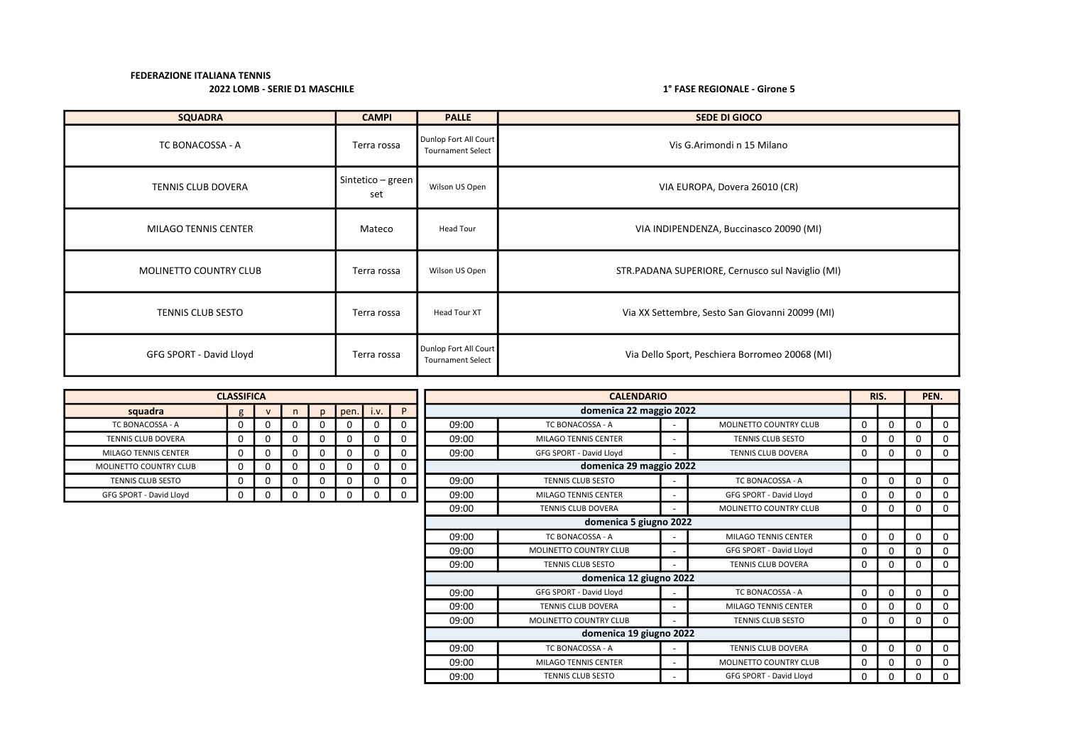**FEDERAZIONE ITALIANA TENNIS**

**2022 LOMB - SERIE D1 MASCHILE**

**1° FASE REGIONALE - Girone 5**

| SQUADRA | CAMPI | PALLE | SEDE DI GIOCO |
|---|---|---|---|
| TC BONACOSSA - A | Terra rossa | Dunlop Fort All Court Tournament Select | Vis G.Arimondi n 15 Milano |
| TENNIS CLUB DOVERA | Sintetico – green set | Wilson US Open | VIA EUROPA, Dovera 26010 (CR) |
| MILAGO TENNIS CENTER | Mateco | Head Tour | VIA INDIPENDENZA, Buccinasco 20090 (MI) |
| MOLINETTO COUNTRY CLUB | Terra rossa | Wilson US Open | STR.PADANA SUPERIORE, Cernusco sul Naviglio (MI) |
| TENNIS CLUB SESTO | Terra rossa | Head Tour XT | Via XX Settembre, Sesto San Giovanni 20099 (MI) |
| GFG SPORT - David Lloyd | Terra rossa | Dunlop Fort All Court Tournament Select | Via Dello Sport, Peschiera Borromeo 20068 (MI) |

| CLASSIFICA | | | | | | | |
|---|---|---|---|---|---|---|---|
| squadra | g | v | n | p | pen. | i.v. | P |
| TC BONACOSSA - A | 0 | 0 | 0 | 0 | 0 | 0 | 0 |
| TENNIS CLUB DOVERA | 0 | 0 | 0 | 0 | 0 | 0 | 0 |
| MILAGO TENNIS CENTER | 0 | 0 | 0 | 0 | 0 | 0 | 0 |
| MOLINETTO COUNTRY CLUB | 0 | 0 | 0 | 0 | 0 | 0 | 0 |
| TENNIS CLUB SESTO | 0 | 0 | 0 | 0 | 0 | 0 | 0 |
| GFG SPORT - David Lloyd | 0 | 0 | 0 | 0 | 0 | 0 | 0 |

| CALENDARIO | | | | RIS. | | PEN. | |
|---|---|---|---|---|---|---|---|
| **domenica 22 maggio 2022** | | | | | | | |
| 09:00 | TC BONACOSSA - A | - | MOLINETTO COUNTRY CLUB | 0 | 0 | 0 | 0 |
| 09:00 | MILAGO TENNIS CENTER | - | TENNIS CLUB SESTO | 0 | 0 | 0 | 0 |
| 09:00 | GFG SPORT - David Lloyd | - | TENNIS CLUB DOVERA | 0 | 0 | 0 | 0 |
| **domenica 29 maggio 2022** | | | | | | | |
| 09:00 | TENNIS CLUB SESTO | - | TC BONACOSSA - A | 0 | 0 | 0 | 0 |
| 09:00 | MILAGO TENNIS CENTER | - | GFG SPORT - David Lloyd | 0 | 0 | 0 | 0 |
| 09:00 | TENNIS CLUB DOVERA | - | MOLINETTO COUNTRY CLUB | 0 | 0 | 0 | 0 |
| **domenica 5 giugno 2022** | | | | | | | |
| 09:00 | TC BONACOSSA - A | - | MILAGO TENNIS CENTER | 0 | 0 | 0 | 0 |
| 09:00 | MOLINETTO COUNTRY CLUB | - | GFG SPORT - David Lloyd | 0 | 0 | 0 | 0 |
| 09:00 | TENNIS CLUB SESTO | - | TENNIS CLUB DOVERA | 0 | 0 | 0 | 0 |
| **domenica 12 giugno 2022** | | | | | | | |
| 09:00 | GFG SPORT - David Lloyd | - | TC BONACOSSA - A | 0 | 0 | 0 | 0 |
| 09:00 | TENNIS CLUB DOVERA | - | MILAGO TENNIS CENTER | 0 | 0 | 0 | 0 |
| 09:00 | MOLINETTO COUNTRY CLUB | - | TENNIS CLUB SESTO | 0 | 0 | 0 | 0 |
| **domenica 19 giugno 2022** | | | | | | | |
| 09:00 | TC BONACOSSA - A | - | TENNIS CLUB DOVERA | 0 | 0 | 0 | 0 |
| 09:00 | MILAGO TENNIS CENTER | - | MOLINETTO COUNTRY CLUB | 0 | 0 | 0 | 0 |
| 09:00 | TENNIS CLUB SESTO | - | GFG SPORT - David Lloyd | 0 | 0 | 0 | 0 |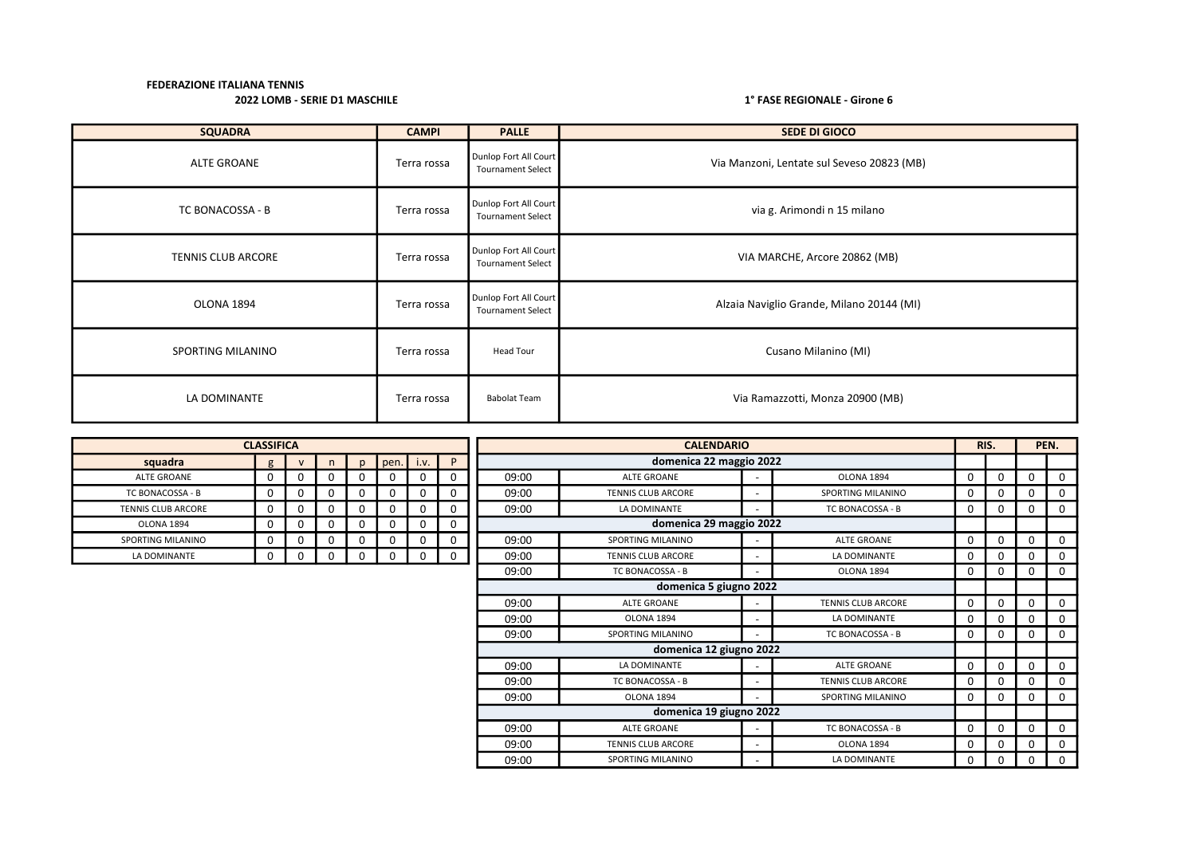**FEDERAZIONE ITALIANA TENNIS**

**2022 LOMB - SERIE D1 MASCHILE**

**1° FASE REGIONALE - Girone 6**

| SQUADRA | CAMPI | PALLE | SEDE DI GIOCO |
|---|---|---|---|
| ALTE GROANE | Terra rossa | Dunlop Fort All Court Tournament Select | Via Manzoni, Lentate sul Seveso 20823 (MB) |
| TC BONACOSSA - B | Terra rossa | Dunlop Fort All Court Tournament Select | via g. Arimondi n 15 milano |
| TENNIS CLUB ARCORE | Terra rossa | Dunlop Fort All Court Tournament Select | VIA MARCHE, Arcore 20862 (MB) |
| OLONA 1894 | Terra rossa | Dunlop Fort All Court Tournament Select | Alzaia Naviglio Grande, Milano 20144 (MI) |
| SPORTING MILANINO | Terra rossa | Head Tour | Cusano Milanino (MI) |
| LA DOMINANTE | Terra rossa | Babolat Team | Via Ramazzotti, Monza 20900 (MB) |

| CLASSIFICA | | | | | | | |
|---|---|---|---|---|---|---|---|
| squadra | g | v | n | p | pen. | i.v. | P |
| ALTE GROANE | 0 | 0 | 0 | 0 | 0 | 0 | 0 |
| TC BONACOSSA - B | 0 | 0 | 0 | 0 | 0 | 0 | 0 |
| TENNIS CLUB ARCORE | 0 | 0 | 0 | 0 | 0 | 0 | 0 |
| OLONA 1894 | 0 | 0 | 0 | 0 | 0 | 0 | 0 |
| SPORTING MILANINO | 0 | 0 | 0 | 0 | 0 | 0 | 0 |
| LA DOMINANTE | 0 | 0 | 0 | 0 | 0 | 0 | 0 |

| CALENDARIO | | | | RIS. | | PEN. | |
|---|---|---|---|---|---|---|---|
| **domenica 22 maggio 2022** | | | | | | | |
| 09:00 | ALTE GROANE | - | OLONA 1894 | 0 | 0 | 0 | 0 |
| 09:00 | TENNIS CLUB ARCORE | - | SPORTING MILANINO | 0 | 0 | 0 | 0 |
| 09:00 | LA DOMINANTE | - | TC BONACOSSA - B | 0 | 0 | 0 | 0 |
| **domenica 29 maggio 2022** | | | | | | | |
| 09:00 | SPORTING MILANINO | - | ALTE GROANE | 0 | 0 | 0 | 0 |
| 09:00 | TENNIS CLUB ARCORE | - | LA DOMINANTE | 0 | 0 | 0 | 0 |
| 09:00 | TC BONACOSSA - B | - | OLONA 1894 | 0 | 0 | 0 | 0 |
| **domenica 5 giugno 2022** | | | | | | | |
| 09:00 | ALTE GROANE | - | TENNIS CLUB ARCORE | 0 | 0 | 0 | 0 |
| 09:00 | OLONA 1894 | - | LA DOMINANTE | 0 | 0 | 0 | 0 |
| 09:00 | SPORTING MILANINO | - | TC BONACOSSA - B | 0 | 0 | 0 | 0 |
| **domenica 12 giugno 2022** | | | | | | | |
| 09:00 | LA DOMINANTE | - | ALTE GROANE | 0 | 0 | 0 | 0 |
| 09:00 | TC BONACOSSA - B | - | TENNIS CLUB ARCORE | 0 | 0 | 0 | 0 |
| 09:00 | OLONA 1894 | - | SPORTING MILANINO | 0 | 0 | 0 | 0 |
| **domenica 19 giugno 2022** | | | | | | | |
| 09:00 | ALTE GROANE | - | TC BONACOSSA - B | 0 | 0 | 0 | 0 |
| 09:00 | TENNIS CLUB ARCORE | - | OLONA 1894 | 0 | 0 | 0 | 0 |
| 09:00 | SPORTING MILANINO | - | LA DOMINANTE | 0 | 0 | 0 | 0 |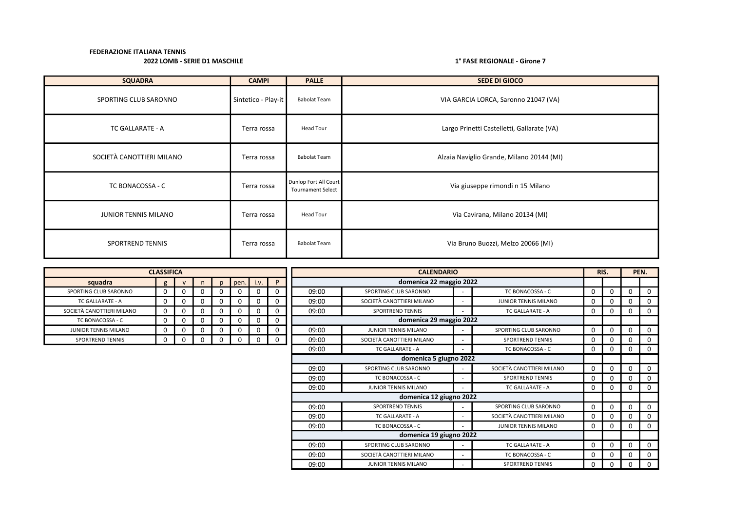**FEDERAZIONE ITALIANA TENNIS**

**2022 LOMB - SERIE D1 MASCHILE**

**1° FASE REGIONALE - Girone 7**

| SQUADRA | CAMPI | PALLE | SEDE DI GIOCO |
|---|---|---|---|
| SPORTING CLUB SARONNO | Sintetico - Play-it | Babolat Team | VIA GARCIA LORCA, Saronno 21047 (VA) |
| TC GALLARATE - A | Terra rossa | Head Tour | Largo Prinetti Castelletti, Gallarate (VA) |
| SOCIETÀ CANOTTIERI MILANO | Terra rossa | Babolat Team | Alzaia Naviglio Grande, Milano 20144 (MI) |
| TC BONACOSSA - C | Terra rossa | Dunlop Fort All Court Tournament Select | Via giuseppe rimondi n 15 Milano |
| JUNIOR TENNIS MILANO | Terra rossa | Head Tour | Via Cavirana, Milano 20134 (MI) |
| SPORTREND TENNIS | Terra rossa | Babolat Team | Via Bruno Buozzi, Melzo 20066 (MI) |

**CLASSIFICA**

| squadra | g | v | n | p | pen. | i.v. | P |
|---|---|---|---|---|---|---|---|
| SPORTING CLUB SARONNO | 0 | 0 | 0 | 0 | 0 | 0 | 0 |
| TC GALLARATE - A | 0 | 0 | 0 | 0 | 0 | 0 | 0 |
| SOCIETÀ CANOTTIERI MILANO | 0 | 0 | 0 | 0 | 0 | 0 | 0 |
| TC BONACOSSA - C | 0 | 0 | 0 | 0 | 0 | 0 | 0 |
| JUNIOR TENNIS MILANO | 0 | 0 | 0 | 0 | 0 | 0 | 0 |
| SPORTREND TENNIS | 0 | 0 | 0 | 0 | 0 | 0 | 0 |

**CALENDARIO**

| | | | | RIS. | | PEN. | |
|---|---|---|---|---|---|---|---|
| **domenica 22 maggio 2022** | | | | | | | |
| 09:00 | SPORTING CLUB SARONNO | - | TC BONACOSSA - C | 0 | 0 | 0 | 0 |
| 09:00 | SOCIETÀ CANOTTIERI MILANO | - | JUNIOR TENNIS MILANO | 0 | 0 | 0 | 0 |
| 09:00 | SPORTREND TENNIS | - | TC GALLARATE - A | 0 | 0 | 0 | 0 |
| **domenica 29 maggio 2022** | | | | | | | |
| 09:00 | JUNIOR TENNIS MILANO | - | SPORTING CLUB SARONNO | 0 | 0 | 0 | 0 |
| 09:00 | SOCIETÀ CANOTTIERI MILANO | - | SPORTREND TENNIS | 0 | 0 | 0 | 0 |
| 09:00 | TC GALLARATE - A | - | TC BONACOSSA - C | 0 | 0 | 0 | 0 |
| **domenica 5 giugno 2022** | | | | | | | |
| 09:00 | SPORTING CLUB SARONNO | - | SOCIETÀ CANOTTIERI MILANO | 0 | 0 | 0 | 0 |
| 09:00 | TC BONACOSSA - C | - | SPORTREND TENNIS | 0 | 0 | 0 | 0 |
| 09:00 | JUNIOR TENNIS MILANO | - | TC GALLARATE - A | 0 | 0 | 0 | 0 |
| **domenica 12 giugno 2022** | | | | | | | |
| 09:00 | SPORTREND TENNIS | - | SPORTING CLUB SARONNO | 0 | 0 | 0 | 0 |
| 09:00 | TC GALLARATE - A | - | SOCIETÀ CANOTTIERI MILANO | 0 | 0 | 0 | 0 |
| 09:00 | TC BONACOSSA - C | - | JUNIOR TENNIS MILANO | 0 | 0 | 0 | 0 |
| **domenica 19 giugno 2022** | | | | | | | |
| 09:00 | SPORTING CLUB SARONNO | - | TC GALLARATE - A | 0 | 0 | 0 | 0 |
| 09:00 | SOCIETÀ CANOTTIERI MILANO | - | TC BONACOSSA - C | 0 | 0 | 0 | 0 |
| 09:00 | JUNIOR TENNIS MILANO | - | SPORTREND TENNIS | 0 | 0 | 0 | 0 |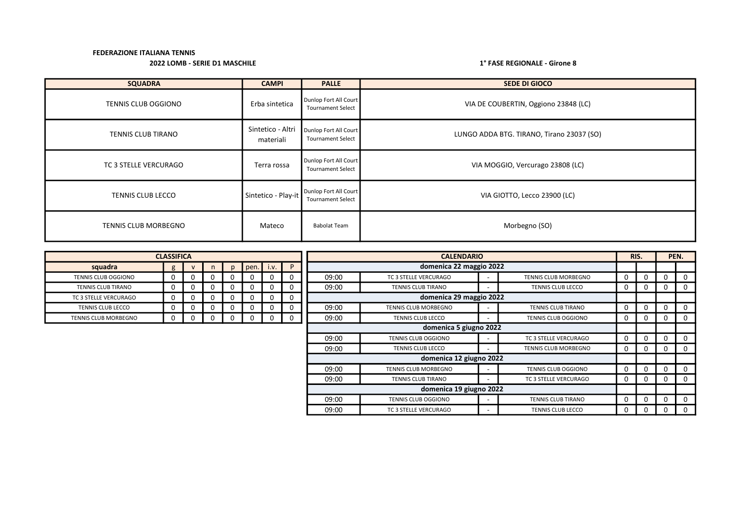**FEDERAZIONE ITALIANA TENNIS**

**2022 LOMB - SERIE D1 MASCHILE**

**1° FASE REGIONALE - Girone 8**

| SQUADRA | CAMPI | PALLE | SEDE DI GIOCO |
|---|---|---|---|
| TENNIS CLUB OGGIONO | Erba sintetica | Dunlop Fort All Court Tournament Select | VIA DE COUBERTIN, Oggiono 23848 (LC) |
| TENNIS CLUB TIRANO | Sintetico - Altri materiali | Dunlop Fort All Court Tournament Select | LUNGO ADDA BTG. TIRANO, Tirano 23037 (SO) |
| TC 3 STELLE VERCURAGO | Terra rossa | Dunlop Fort All Court Tournament Select | VIA MOGGIO, Vercurago 23808 (LC) |
| TENNIS CLUB LECCO | Sintetico - Play-it | Dunlop Fort All Court Tournament Select | VIA GIOTTO, Lecco 23900 (LC) |
| TENNIS CLUB MORBEGNO | Mateco | Babolat Team | Morbegno (SO) |

**CLASSIFICA**

| squadra | g | v | n | p | pen. | i.v. | P |
|---|---|---|---|---|---|---|---|
| TENNIS CLUB OGGIONO | 0 | 0 | 0 | 0 | 0 | 0 | 0 |
| TENNIS CLUB TIRANO | 0 | 0 | 0 | 0 | 0 | 0 | 0 |
| TC 3 STELLE VERCURAGO | 0 | 0 | 0 | 0 | 0 | 0 | 0 |
| TENNIS CLUB LECCO | 0 | 0 | 0 | 0 | 0 | 0 | 0 |
| TENNIS CLUB MORBEGNO | 0 | 0 | 0 | 0 | 0 | 0 | 0 |

**CALENDARIO**

| Ora | Casa | | Ospite | RIS. | | PEN. | |
|---|---|---|---|---|---|---|---|
| **domenica 22 maggio 2022** | | | | | | | |
| 09:00 | TC 3 STELLE VERCURAGO | - | TENNIS CLUB MORBEGNO | 0 | 0 | 0 | 0 |
| 09:00 | TENNIS CLUB TIRANO | - | TENNIS CLUB LECCO | 0 | 0 | 0 | 0 |
| **domenica 29 maggio 2022** | | | | | | | |
| 09:00 | TENNIS CLUB MORBEGNO | - | TENNIS CLUB TIRANO | 0 | 0 | 0 | 0 |
| 09:00 | TENNIS CLUB LECCO | - | TENNIS CLUB OGGIONO | 0 | 0 | 0 | 0 |
| **domenica 5 giugno 2022** | | | | | | | |
| 09:00 | TENNIS CLUB OGGIONO | - | TC 3 STELLE VERCURAGO | 0 | 0 | 0 | 0 |
| 09:00 | TENNIS CLUB LECCO | - | TENNIS CLUB MORBEGNO | 0 | 0 | 0 | 0 |
| **domenica 12 giugno 2022** | | | | | | | |
| 09:00 | TENNIS CLUB MORBEGNO | - | TENNIS CLUB OGGIONO | 0 | 0 | 0 | 0 |
| 09:00 | TENNIS CLUB TIRANO | - | TC 3 STELLE VERCURAGO | 0 | 0 | 0 | 0 |
| **domenica 19 giugno 2022** | | | | | | | |
| 09:00 | TENNIS CLUB OGGIONO | - | TENNIS CLUB TIRANO | 0 | 0 | 0 | 0 |
| 09:00 | TC 3 STELLE VERCURAGO | - | TENNIS CLUB LECCO | 0 | 0 | 0 | 0 |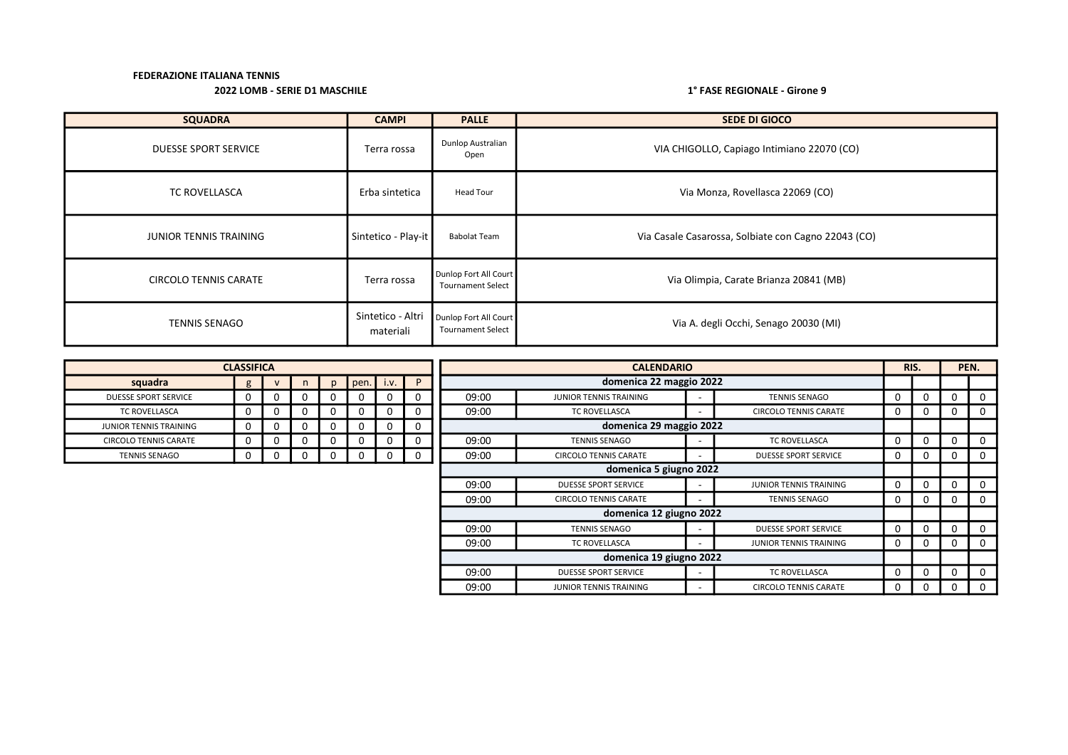**FEDERAZIONE ITALIANA TENNIS**

**2022 LOMB - SERIE D1 MASCHILE**

**1° FASE REGIONALE - Girone 9**

| SQUADRA | CAMPI | PALLE | SEDE DI GIOCO |
|---|---|---|---|
| DUESSE SPORT SERVICE | Terra rossa | Dunlop Australian Open | VIA CHIGOLLO, Capiago Intimiano 22070 (CO) |
| TC ROVELLASCA | Erba sintetica | Head Tour | Via Monza, Rovellasca 22069 (CO) |
| JUNIOR TENNIS TRAINING | Sintetico - Play-it | Babolat Team | Via Casale Casarossa, Solbiate con Cagno 22043 (CO) |
| CIRCOLO TENNIS CARATE | Terra rossa | Dunlop Fort All Court Tournament Select | Via Olimpia, Carate Brianza 20841 (MB) |
| TENNIS SENAGO | Sintetico - Altri materiali | Dunlop Fort All Court Tournament Select | Via A. degli Occhi, Senago 20030 (MI) |

| CLASSIFICA | | | | | | | |
|---|---|---|---|---|---|---|---|
| squadra | g | v | n | p | pen. | i.v. | P |
| DUESSE SPORT SERVICE | 0 | 0 | 0 | 0 | 0 | 0 | 0 |
| TC ROVELLASCA | 0 | 0 | 0 | 0 | 0 | 0 | 0 |
| JUNIOR TENNIS TRAINING | 0 | 0 | 0 | 0 | 0 | 0 | 0 |
| CIRCOLO TENNIS CARATE | 0 | 0 | 0 | 0 | 0 | 0 | 0 |
| TENNIS SENAGO | 0 | 0 | 0 | 0 | 0 | 0 | 0 |

| CALENDARIO | | | | RIS. | | PEN. | |
|---|---|---|---|---|---|---|---|
| **domenica 22 maggio 2022** | | | | | | | |
| 09:00 | JUNIOR TENNIS TRAINING | - | TENNIS SENAGO | 0 | 0 | 0 | 0 |
| 09:00 | TC ROVELLASCA | - | CIRCOLO TENNIS CARATE | 0 | 0 | 0 | 0 |
| **domenica 29 maggio 2022** | | | | | | | |
| 09:00 | TENNIS SENAGO | - | TC ROVELLASCA | 0 | 0 | 0 | 0 |
| 09:00 | CIRCOLO TENNIS CARATE | - | DUESSE SPORT SERVICE | 0 | 0 | 0 | 0 |
| **domenica 5 giugno 2022** | | | | | | | |
| 09:00 | DUESSE SPORT SERVICE | - | JUNIOR TENNIS TRAINING | 0 | 0 | 0 | 0 |
| 09:00 | CIRCOLO TENNIS CARATE | - | TENNIS SENAGO | 0 | 0 | 0 | 0 |
| **domenica 12 giugno 2022** | | | | | | | |
| 09:00 | TENNIS SENAGO | - | DUESSE SPORT SERVICE | 0 | 0 | 0 | 0 |
| 09:00 | TC ROVELLASCA | - | JUNIOR TENNIS TRAINING | 0 | 0 | 0 | 0 |
| **domenica 19 giugno 2022** | | | | | | | |
| 09:00 | DUESSE SPORT SERVICE | - | TC ROVELLASCA | 0 | 0 | 0 | 0 |
| 09:00 | JUNIOR TENNIS TRAINING | - | CIRCOLO TENNIS CARATE | 0 | 0 | 0 | 0 |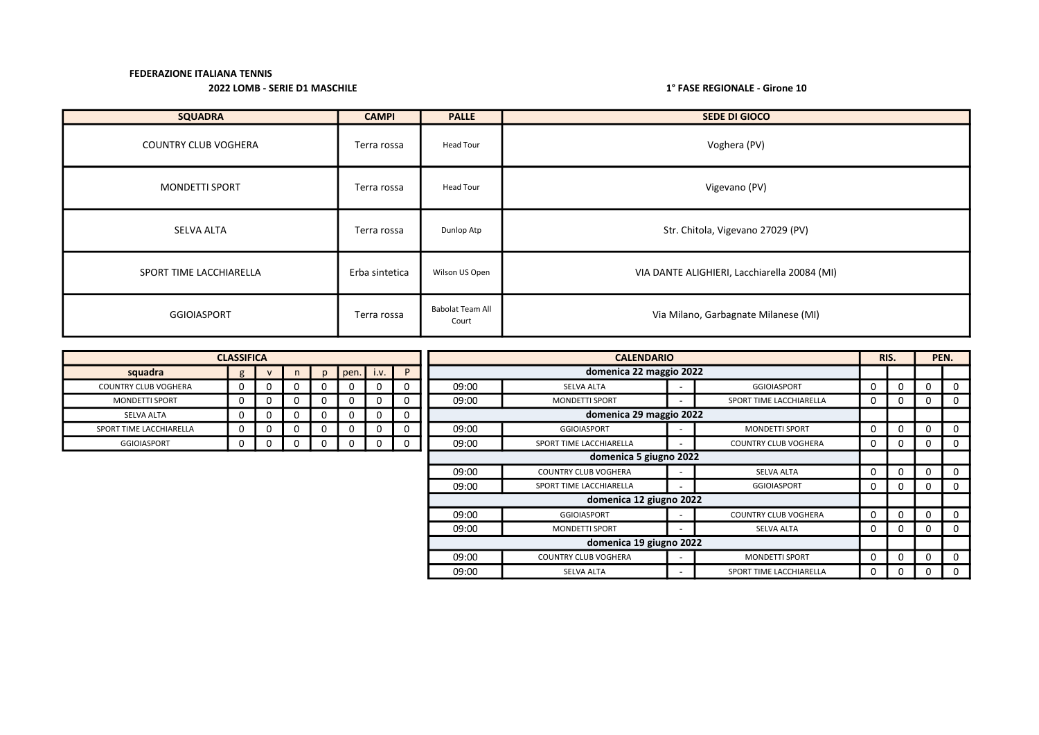**FEDERAZIONE ITALIANA TENNIS**

**2022 LOMB - SERIE D1 MASCHILE**

**1° FASE REGIONALE - Girone 10**

| SQUADRA | CAMPI | PALLE | SEDE DI GIOCO |
|---|---|---|---|
| COUNTRY CLUB VOGHERA | Terra rossa | Head Tour | Voghera (PV) |
| MONDETTI SPORT | Terra rossa | Head Tour | Vigevano (PV) |
| SELVA ALTA | Terra rossa | Dunlop Atp | Str. Chitola, Vigevano 27029 (PV) |
| SPORT TIME LACCHIARELLA | Erba sintetica | Wilson US Open | VIA DANTE ALIGHIERI, Lacchiarella 20084 (MI) |
| GGIOIASPORT | Terra rossa | Babolat Team All Court | Via Milano, Garbagnate Milanese (MI) |

**CLASSIFICA**

| squadra | g | v | n | p | pen. | i.v. | P |
|---|---|---|---|---|---|---|---|
| COUNTRY CLUB VOGHERA | 0 | 0 | 0 | 0 | 0 | 0 | 0 |
| MONDETTI SPORT | 0 | 0 | 0 | 0 | 0 | 0 | 0 |
| SELVA ALTA | 0 | 0 | 0 | 0 | 0 | 0 | 0 |
| SPORT TIME LACCHIARELLA | 0 | 0 | 0 | 0 | 0 | 0 | 0 |
| GGIOIASPORT | 0 | 0 | 0 | 0 | 0 | 0 | 0 |

**CALENDARIO**

| | | | | RIS. | | PEN. | |
|---|---|---|---|---|---|---|---|
| **domenica 22 maggio 2022** | | | | | | | |
| 09:00 | SELVA ALTA | - | GGIOIASPORT | 0 | 0 | 0 | 0 |
| 09:00 | MONDETTI SPORT | - | SPORT TIME LACCHIARELLA | 0 | 0 | 0 | 0 |
| **domenica 29 maggio 2022** | | | | | | | |
| 09:00 | GGIOIASPORT | - | MONDETTI SPORT | 0 | 0 | 0 | 0 |
| 09:00 | SPORT TIME LACCHIARELLA | - | COUNTRY CLUB VOGHERA | 0 | 0 | 0 | 0 |
| **domenica 5 giugno 2022** | | | | | | | |
| 09:00 | COUNTRY CLUB VOGHERA | - | SELVA ALTA | 0 | 0 | 0 | 0 |
| 09:00 | SPORT TIME LACCHIARELLA | - | GGIOIASPORT | 0 | 0 | 0 | 0 |
| **domenica 12 giugno 2022** | | | | | | | |
| 09:00 | GGIOIASPORT | - | COUNTRY CLUB VOGHERA | 0 | 0 | 0 | 0 |
| 09:00 | MONDETTI SPORT | - | SELVA ALTA | 0 | 0 | 0 | 0 |
| **domenica 19 giugno 2022** | | | | | | | |
| 09:00 | COUNTRY CLUB VOGHERA | - | MONDETTI SPORT | 0 | 0 | 0 | 0 |
| 09:00 | SELVA ALTA | - | SPORT TIME LACCHIARELLA | 0 | 0 | 0 | 0 |